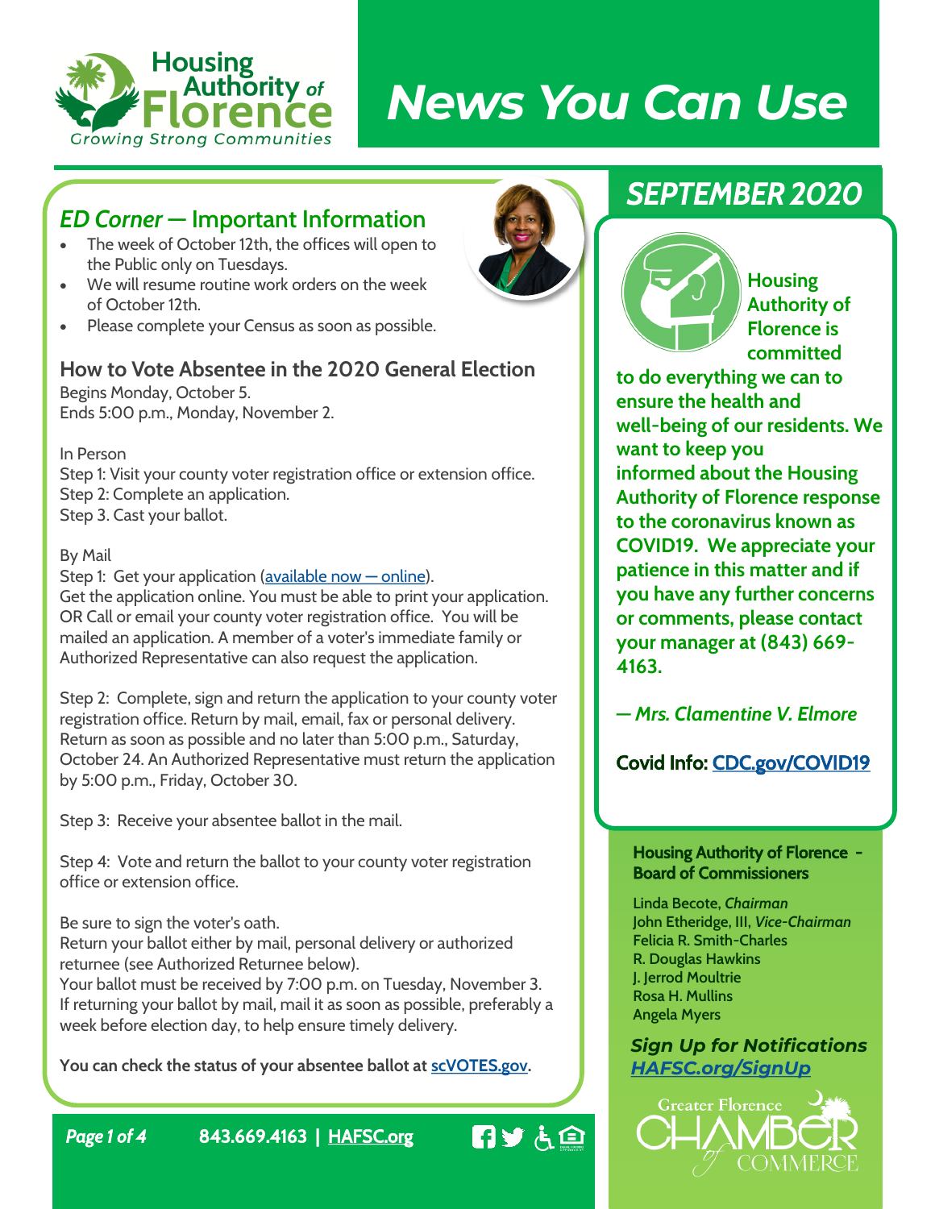# Housing Authority of Florence

*Growing Strong Communities*

# *News You Can Use*

## *SEPTEMBER 2020*

## *ED Corner* — Important Information

- The week of October 12th, the offices will open to the Public only on Tuesdays.
- We will resume routine work orders on the week of October 12th.
- Please complete your Census as soon as possible.

### How to Vote Absentee in the 2020 General Election

Begins Monday, October 5.
Ends 5:00 p.m., Monday, November 2.

In Person
Step 1: Visit your county voter registration office or extension office.
Step 2: Complete an application.
Step 3. Cast your ballot.

By Mail
Step 1: Get your application (available now — online).
Get the application online. You must be able to print your application. OR Call or email your county voter registration office. You will be mailed an application. A member of a voter's immediate family or Authorized Representative can also request the application.

Step 2: Complete, sign and return the application to your county voter registration office. Return by mail, email, fax or personal delivery. Return as soon as possible and no later than 5:00 p.m., Saturday, October 24. An Authorized Representative must return the application by 5:00 p.m., Friday, October 30.

Step 3: Receive your absentee ballot in the mail.

Step 4: Vote and return the ballot to your county voter registration office or extension office.

Be sure to sign the voter's oath.
Return your ballot either by mail, personal delivery or authorized returnee (see Authorized Returnee below).
Your ballot must be received by 7:00 p.m. on Tuesday, November 3. If returning your ballot by mail, mail it as soon as possible, preferably a week before election day, to help ensure timely delivery.

**You can check the status of your absentee ballot at scVOTES.gov.**

**Housing Authority of Florence is committed to do everything we can to ensure the health and well-being of our residents. We want to keep you informed about the Housing Authority of Florence response to the coronavirus known as COVID19. We appreciate your patience in this matter and if you have any further concerns or comments, please contact your manager at (843) 669-4163.**

***— Mrs. Clamentine V. Elmore***

**Covid Info: CDC.gov/COVID19**

**Housing Authority of Florence - Board of Commissioners**

Linda Becote, *Chairman*
John Etheridge, III, *Vice-Chairman*
Felicia R. Smith-Charles
R. Douglas Hawkins
J. Jerrod Moultrie
Rosa H. Mullins
Angela Myers

***Sign Up for Notifications***
***HAFSC.org/SignUp***

Greater Florence Chamber of Commerce

**843.669.4163 | HAFSC.org**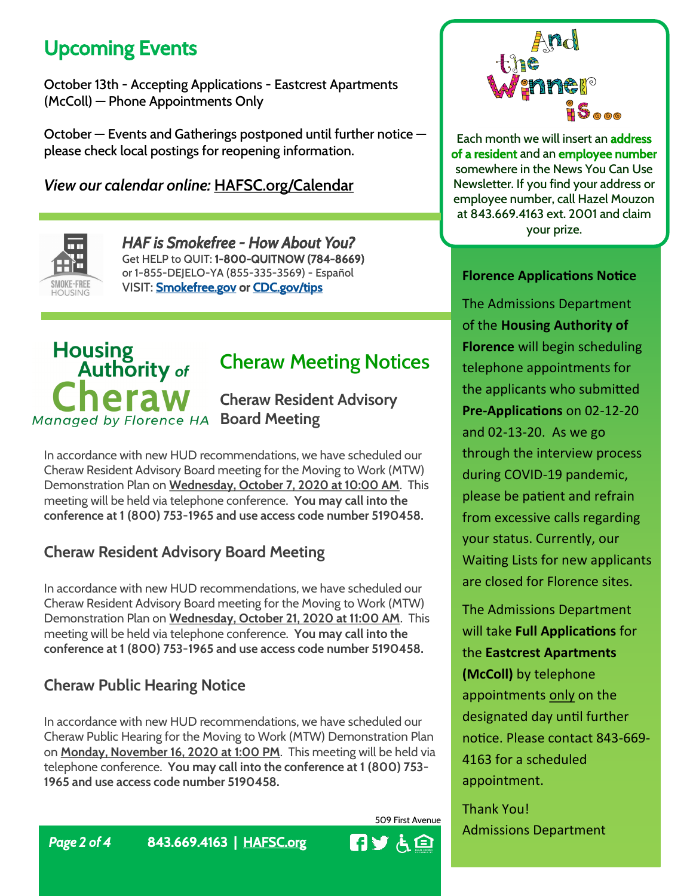## Upcoming Events

October 13th - Accepting Applications - Eastcrest Apartments (McColl) — Phone Appointments Only

October — Events and Gatherings postponed until further notice — please check local postings for reopening information.

*View our calendar online:* HAFSC.org/Calendar

### *HAF is Smokefree - How About You?*

Get HELP to QUIT: **1-800-QUITNOW (784-8669)**
or 1-855-DEJELO-YA (855-335-3569) - Español
VISIT: **Smokefree.gov or CDC.gov/tips**

**Housing Authority of Cheraw**
*Managed by Florence HA*

## Cheraw Meeting Notices

### Cheraw Resident Advisory Board Meeting

In accordance with new HUD recommendations, we have scheduled our Cheraw Resident Advisory Board meeting for the Moving to Work (MTW) Demonstration Plan on **Wednesday, October 7, 2020 at 10:00 AM**. This meeting will be held via telephone conference. **You may call into the conference at 1 (800) 753-1965 and use access code number 5190458.**

### Cheraw Resident Advisory Board Meeting

In accordance with new HUD recommendations, we have scheduled our Cheraw Resident Advisory Board meeting for the Moving to Work (MTW) Demonstration Plan on **Wednesday, October 21, 2020 at 11:00 AM**. This meeting will be held via telephone conference. **You may call into the conference at 1 (800) 753-1965 and use access code number 5190458.**

### Cheraw Public Hearing Notice

In accordance with new HUD recommendations, we have scheduled our Cheraw Public Hearing for the Moving to Work (MTW) Demonstration Plan on **Monday, November 16, 2020 at 1:00 PM**. This meeting will be held via telephone conference. **You may call into the conference at 1 (800) 753-1965 and use access code number 5190458.**

## And the Winner is...

Each month we will insert an **address of a resident** and an **employee number** somewhere in the News You Can Use Newsletter. If you find your address or employee number, call Hazel Mouzon at 843.669.4163 ext. 2001 and claim your prize.

### Florence Applications Notice

The Admissions Department of the **Housing Authority of Florence** will begin scheduling telephone appointments for the applicants who submitted **Pre-Applications** on 02-12-20 and 02-13-20. As we go through the interview process during COVID-19 pandemic, please be patient and refrain from excessive calls regarding your status. Currently, our Waiting Lists for new applicants are closed for Florence sites.

The Admissions Department will take **Full Applications** for the **Eastcrest Apartments (McColl)** by telephone appointments only on the designated day until further notice. Please contact 843-669-4163 for a scheduled appointment.

Thank You!
Admissions Department

509 First Avenue

843.669.4163 | HAFSC.org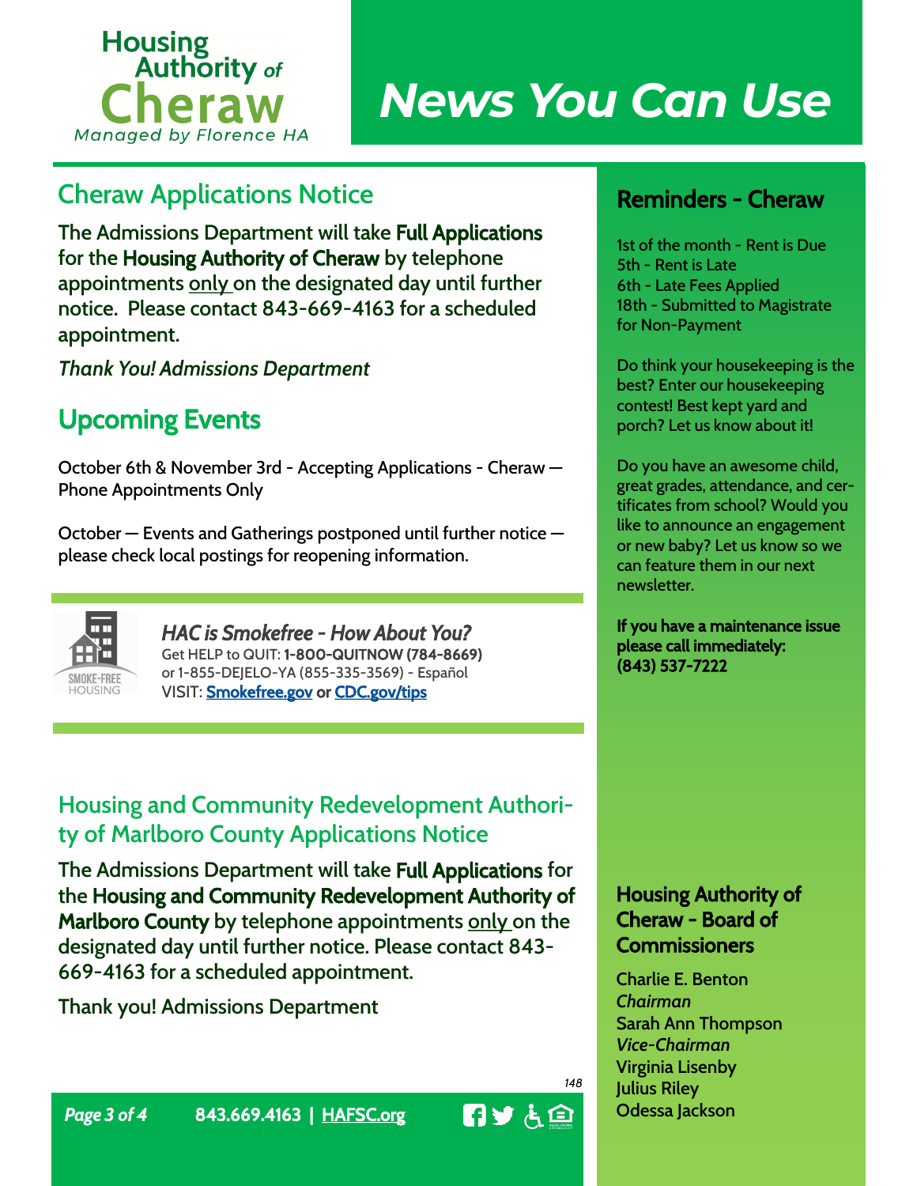# News You Can Use

Housing Authority of Cheraw
*Managed by Florence HA*

## Cheraw Applications Notice

The Admissions Department will take **Full Applications** for the **Housing Authority of Cheraw** by telephone appointments <u>only</u> on the designated day until further notice. Please contact 843-669-4163 for a scheduled appointment.

*Thank You! Admissions Department*

## Upcoming Events

October 6th & November 3rd - Accepting Applications - Cheraw — Phone Appointments Only

October — Events and Gatherings postponed until further notice — please check local postings for reopening information.

### *HAC is Smokefree - How About You?*

Get HELP to QUIT: **1-800-QUITNOW (784-8669)**
or 1-855-DEJELO-YA (855-335-3569) - Español
VISIT: **Smokefree.gov** or **CDC.gov/tips**

## Housing and Community Redevelopment Authority of Marlboro County Applications Notice

The Admissions Department will take **Full Applications** for the **Housing and Community Redevelopment Authority of Marlboro County** by telephone appointments <u>only</u> on the designated day until further notice. Please contact 843-669-4163 for a scheduled appointment.

Thank you! Admissions Department

## Reminders - Cheraw

1st of the month - Rent is Due
5th - Rent is Late
6th - Late Fees Applied
18th - Submitted to Magistrate for Non-Payment

Do think your housekeeping is the best? Enter our housekeeping contest! Best kept yard and porch? Let us know about it!

Do you have an awesome child, great grades, attendance, and certificates from school? Would you like to announce an engagement or new baby? Let us know so we can feature them in our next newsletter.

**If you have a maintenance issue please call immediately: (843) 537-7222**

### Housing Authority of Cheraw - Board of Commissioners

Charlie E. Benton
*Chairman*
Sarah Ann Thompson
*Vice-Chairman*
Virginia Lisenby
Julius Riley
Odessa Jackson

843.669.4163 | HAFSC.org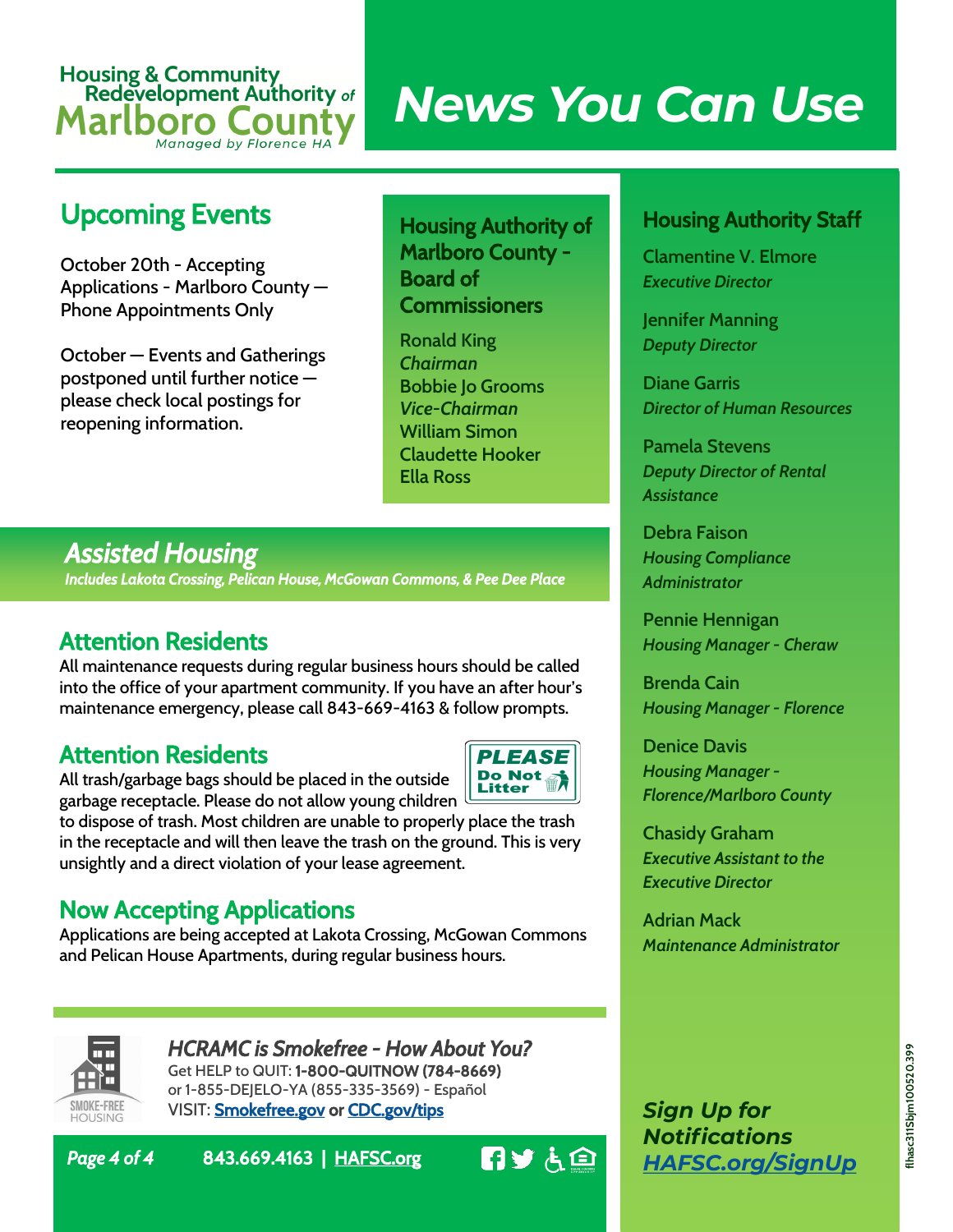Housing & Community Redevelopment Authority of Marlboro County
*Managed by Florence HA*

# *News You Can Use*

## Upcoming Events

October 20th - Accepting Applications - Marlboro County — Phone Appointments Only

October — Events and Gatherings postponed until further notice — please check local postings for reopening information.

## Housing Authority of Marlboro County - Board of Commissioners

Ronald King
*Chairman*
Bobbie Jo Grooms
*Vice-Chairman*
William Simon
Claudette Hooker
Ella Ross

## *Assisted Housing*

***Includes Lakota Crossing, Pelican House, McGowan Commons, & Pee Dee Place***

### Attention Residents

All maintenance requests during regular business hours should be called into the office of your apartment community. If you have an after hour's maintenance emergency, please call 843-669-4163 & follow prompts.

### Attention Residents

PLEASE Do Not Litter

All trash/garbage bags should be placed in the outside garbage receptacle. Please do not allow young children to dispose of trash. Most children are unable to properly place the trash in the receptacle and will then leave the trash on the ground. This is very unsightly and a direct violation of your lease agreement.

### Now Accepting Applications

Applications are being accepted at Lakota Crossing, McGowan Commons and Pelican House Apartments, during regular business hours.

SMOKE-FREE HOUSING

### *HCRAMC is Smokefree - How About You?*

Get HELP to QUIT: **1-800-QUITNOW (784-8669)**
or 1-855-DEJELO-YA (855-335-3569) - Español
VISIT: **Smokefree.gov** or **CDC.gov/tips**

## Housing Authority Staff

Clamentine V. Elmore
*Executive Director*

Jennifer Manning
*Deputy Director*

Diane Garris
*Director of Human Resources*

Pamela Stevens
*Deputy Director of Rental Assistance*

Debra Faison
*Housing Compliance Administrator*

Pennie Hennigan
*Housing Manager - Cheraw*

Brenda Cain
*Housing Manager - Florence*

Denice Davis
*Housing Manager - Florence/Marlboro County*

Chasidy Graham
*Executive Assistant to the Executive Director*

Adrian Mack
*Maintenance Administrator*

***Sign Up for Notifications***
***HAFSC.org/SignUp***

843.669.4163 | HAFSC.org

flhasc3115bjm100520.399